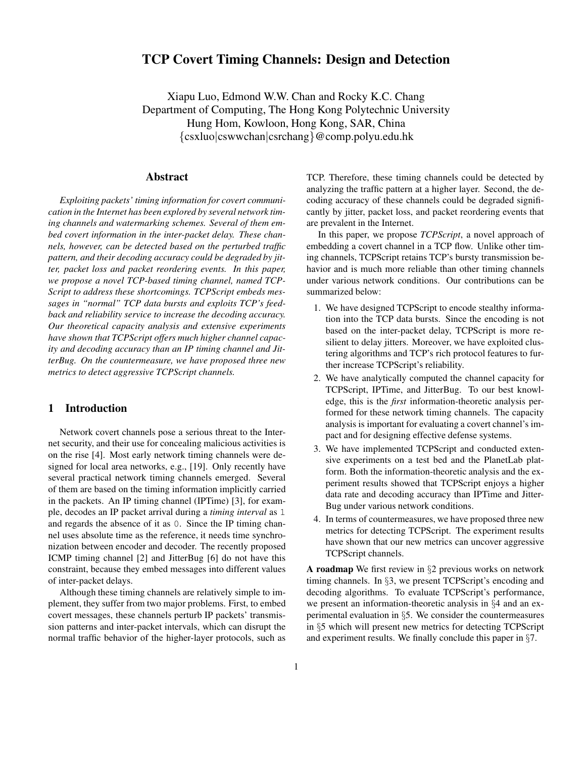# TCP Covert Timing Channels: Design and Detection

Xiapu Luo, Edmond W.W. Chan and Rocky K.C. Chang
Department of Computing, The Hong Kong Polytechnic University
Hung Hom, Kowloon, Hong Kong, SAR, China
{csxluo|cswwchan|csrchang}@comp.polyu.edu.hk

## Abstract

*Exploiting packets' timing information for covert communication in the Internet has been explored by several network timing channels and watermarking schemes. Several of them embed covert information in the inter-packet delay. These channels, however, can be detected based on the perturbed traffic pattern, and their decoding accuracy could be degraded by jitter, packet loss and packet reordering events. In this paper, we propose a novel TCP-based timing channel, named TCPScript to address these shortcomings. TCPScript embeds messages in "normal" TCP data bursts and exploits TCP's feedback and reliability service to increase the decoding accuracy. Our theoretical capacity analysis and extensive experiments have shown that TCPScript offers much higher channel capacity and decoding accuracy than an IP timing channel and JitterBug. On the countermeasure, we have proposed three new metrics to detect aggressive TCPScript channels.*

## 1 Introduction

Network covert channels pose a serious threat to the Internet security, and their use for concealing malicious activities is on the rise [4]. Most early network timing channels were designed for local area networks, e.g., [19]. Only recently have several practical network timing channels emerged. Several of them are based on the timing information implicitly carried in the packets. An IP timing channel (IPTime) [3], for example, decodes an IP packet arrival during a *timing interval* as `1` and regards the absence of it as `0`. Since the IP timing channel uses absolute time as the reference, it needs time synchronization between encoder and decoder. The recently proposed ICMP timing channel [2] and JitterBug [6] do not have this constraint, because they embed messages into different values of inter-packet delays.

Although these timing channels are relatively simple to implement, they suffer from two major problems. First, to embed covert messages, these channels perturb IP packets' transmission patterns and inter-packet intervals, which can disrupt the normal traffic behavior of the higher-layer protocols, such as TCP. Therefore, these timing channels could be detected by analyzing the traffic pattern at a higher layer. Second, the decoding accuracy of these channels could be degraded significantly by jitter, packet loss, and packet reordering events that are prevalent in the Internet.

In this paper, we propose *TCPScript*, a novel approach of embedding a covert channel in a TCP flow. Unlike other timing channels, TCPScript retains TCP's bursty transmission behavior and is much more reliable than other timing channels under various network conditions. Our contributions can be summarized below:

1. We have designed TCPScript to encode stealthy information into the TCP data bursts. Since the encoding is not based on the inter-packet delay, TCPScript is more resilient to delay jitters. Moreover, we have exploited clustering algorithms and TCP's rich protocol features to further increase TCPScript's reliability.
2. We have analytically computed the channel capacity for TCPScript, IPTime, and JitterBug. To our best knowledge, this is the *first* information-theoretic analysis performed for these network timing channels. The capacity analysis is important for evaluating a covert channel's impact and for designing effective defense systems.
3. We have implemented TCPScript and conducted extensive experiments on a test bed and the PlanetLab platform. Both the information-theoretic analysis and the experiment results showed that TCPScript enjoys a higher data rate and decoding accuracy than IPTime and JitterBug under various network conditions.
4. In terms of countermeasures, we have proposed three new metrics for detecting TCPScript. The experiment results have shown that our new metrics can uncover aggressive TCPScript channels.

**A roadmap** We first review in §2 previous works on network timing channels. In §3, we present TCPScript's encoding and decoding algorithms. To evaluate TCPScript's performance, we present an information-theoretic analysis in §4 and an experimental evaluation in §5. We consider the countermeasures in §5 which will present new metrics for detecting TCPScript and experiment results. We finally conclude this paper in §7.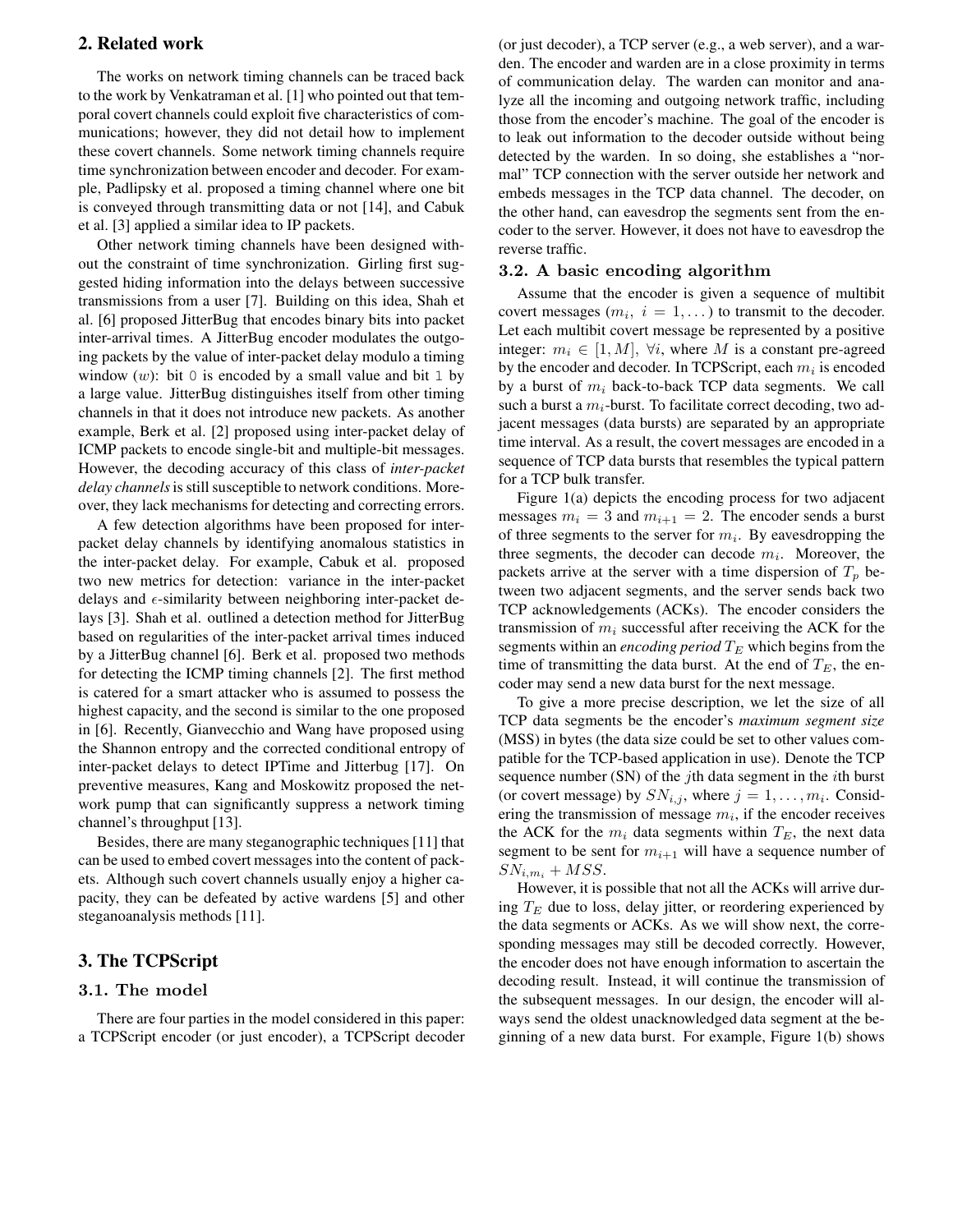## 2. Related work

The works on network timing channels can be traced back to the work by Venkatraman et al. [1] who pointed out that temporal covert channels could exploit five characteristics of communications; however, they did not detail how to implement these covert channels. Some network timing channels require time synchronization between encoder and decoder. For example, Padlipsky et al. proposed a timing channel where one bit is conveyed through transmitting data or not [14], and Cabuk et al. [3] applied a similar idea to IP packets.

Other network timing channels have been designed without the constraint of time synchronization. Girling first suggested hiding information into the delays between successive transmissions from a user [7]. Building on this idea, Shah et al. [6] proposed JitterBug that encodes binary bits into packet inter-arrival times. A JitterBug encoder modulates the outgoing packets by the value of inter-packet delay modulo a timing window ($w$): bit `0` is encoded by a small value and bit `1` by a large value. JitterBug distinguishes itself from other timing channels in that it does not introduce new packets. As another example, Berk et al. [2] proposed using inter-packet delay of ICMP packets to encode single-bit and multiple-bit messages. However, the decoding accuracy of this class of *inter-packet delay channels* is still susceptible to network conditions. Moreover, they lack mechanisms for detecting and correcting errors.

A few detection algorithms have been proposed for inter-packet delay channels by identifying anomalous statistics in the inter-packet delay. For example, Cabuk et al. proposed two new metrics for detection: variance in the inter-packet delays and $\epsilon$-similarity between neighboring inter-packet delays [3]. Shah et al. outlined a detection method for JitterBug based on regularities of the inter-packet arrival times induced by a JitterBug channel [6]. Berk et al. proposed two methods for detecting the ICMP timing channels [2]. The first method is catered for a smart attacker who is assumed to possess the highest capacity, and the second is similar to the one proposed in [6]. Recently, Gianvecchio and Wang have proposed using the Shannon entropy and the corrected conditional entropy of inter-packet delays to detect IPTime and Jitterbug [17]. On preventive measures, Kang and Moskowitz proposed the network pump that can significantly suppress a network timing channel's throughput [13].

Besides, there are many steganographic techniques [11] that can be used to embed covert messages into the content of packets. Although such covert channels usually enjoy a higher capacity, they can be defeated by active wardens [5] and other steganoanalysis methods [11].

## 3. The TCPScript

### 3.1. The model

There are four parties in the model considered in this paper: a TCPScript encoder (or just encoder), a TCPScript decoder (or just decoder), a TCP server (e.g., a web server), and a warden. The encoder and warden are in a close proximity in terms of communication delay. The warden can monitor and analyze all the incoming and outgoing network traffic, including those from the encoder's machine. The goal of the encoder is to leak out information to the decoder outside without being detected by the warden. In so doing, she establishes a "normal" TCP connection with the server outside her network and embeds messages in the TCP data channel. The decoder, on the other hand, can eavesdrop the segments sent from the encoder to the server. However, it does not have to eavesdrop the reverse traffic.

### 3.2. A basic encoding algorithm

Assume that the encoder is given a sequence of multibit covert messages ($m_i,\ i = 1, \dots$) to transmit to the decoder. Let each multibit covert message be represented by a positive integer: $m_i \in [1, M],\ \forall i$, where $M$ is a constant pre-agreed by the encoder and decoder. In TCPScript, each $m_i$ is encoded by a burst of $m_i$ back-to-back TCP data segments. We call such a burst a $m_i$-burst. To facilitate correct decoding, two adjacent messages (data bursts) are separated by an appropriate time interval. As a result, the covert messages are encoded in a sequence of TCP data bursts that resembles the typical pattern for a TCP bulk transfer.

Figure 1(a) depicts the encoding process for two adjacent messages $m_i = 3$ and $m_{i+1} = 2$. The encoder sends a burst of three segments to the server for $m_i$. By eavesdropping the three segments, the decoder can decode $m_i$. Moreover, the packets arrive at the server with a time dispersion of $T_p$ between two adjacent segments, and the server sends back two TCP acknowledgements (ACKs). The encoder considers the transmission of $m_i$ successful after receiving the ACK for the segments within an *encoding period* $T_E$ which begins from the time of transmitting the data burst. At the end of $T_E$, the encoder may send a new data burst for the next message.

To give a more precise description, we let the size of all TCP data segments be the encoder's *maximum segment size* (MSS) in bytes (the data size could be set to other values compatible for the TCP-based application in use). Denote the TCP sequence number (SN) of the $j$th data segment in the $i$th burst (or covert message) by $SN_{i,j}$, where $j = 1, \dots, m_i$. Considering the transmission of message $m_i$, if the encoder receives the ACK for the $m_i$ data segments within $T_E$, the next data segment to be sent for $m_{i+1}$ will have a sequence number of $SN_{i,m_i} + MSS$.

However, it is possible that not all the ACKs will arrive during $T_E$ due to loss, delay jitter, or reordering experienced by the data segments or ACKs. As we will show next, the corresponding messages may still be decoded correctly. However, the encoder does not have enough information to ascertain the decoding result. Instead, it will continue the transmission of the subsequent messages. In our design, the encoder will always send the oldest unacknowledged data segment at the beginning of a new data burst. For example, Figure 1(b) shows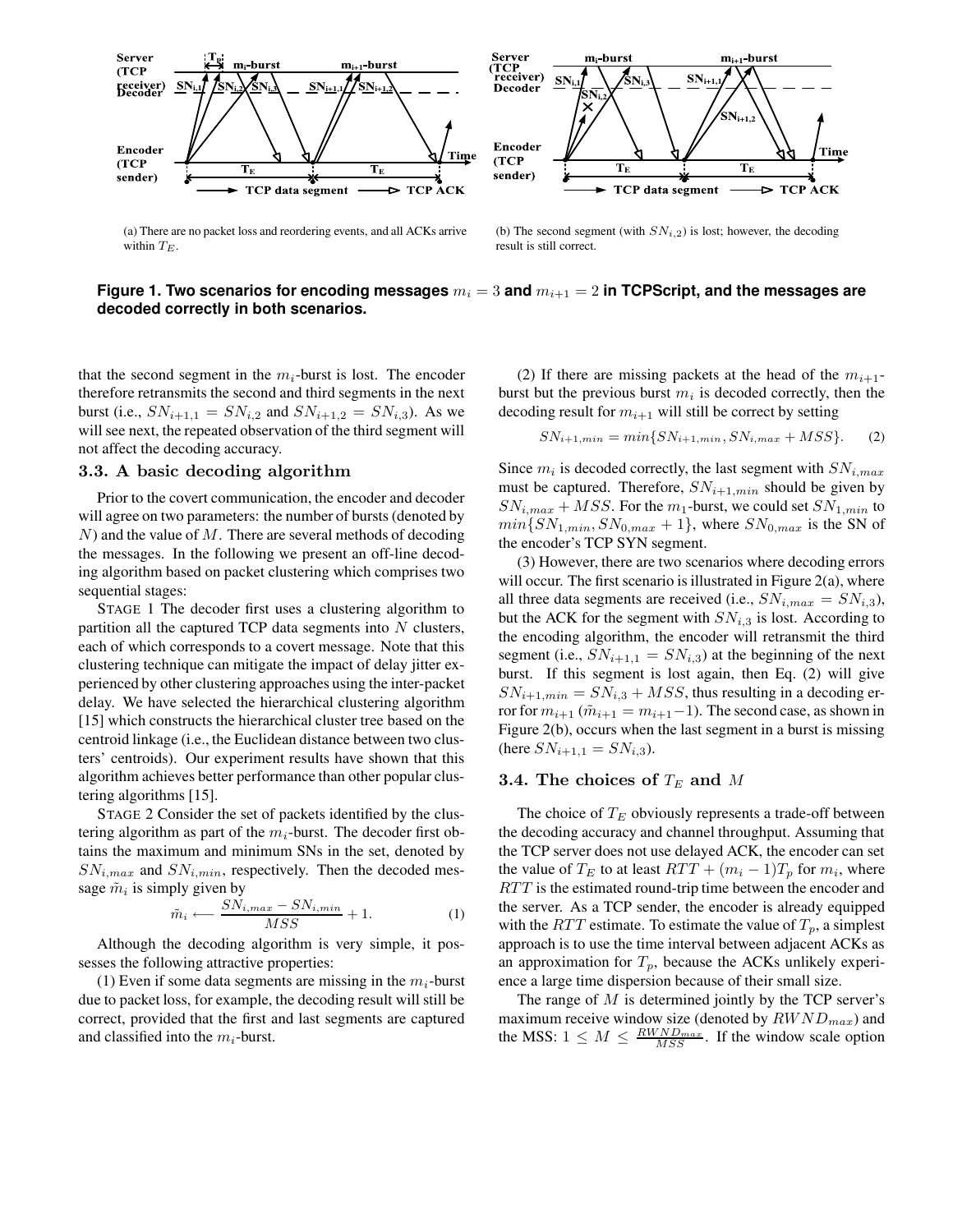(a) There are no packet loss and reordering events, and all ACKs arrive within $T_E$.

(b) The second segment (with $SN_{i,2}$) is lost; however, the decoding result is still correct.

**Figure 1. Two scenarios for encoding messages $m_i = 3$ and $m_{i+1} = 2$ in TCPScript, and the messages are decoded correctly in both scenarios.**

that the second segment in the $m_i$-burst is lost. The encoder therefore retransmits the second and third segments in the next burst (i.e., $SN_{i+1,1} = SN_{i,2}$ and $SN_{i+1,2} = SN_{i,3}$). As we will see next, the repeated observation of the third segment will not affect the decoding accuracy.

### 3.3. A basic decoding algorithm

Prior to the covert communication, the encoder and decoder will agree on two parameters: the number of bursts (denoted by $N$) and the value of $M$. There are several methods of decoding the messages. In the following we present an off-line decoding algorithm based on packet clustering which comprises two sequential stages:

STAGE 1 The decoder first uses a clustering algorithm to partition all the captured TCP data segments into $N$ clusters, each of which corresponds to a covert message. Note that this clustering technique can mitigate the impact of delay jitter experienced by other clustering approaches using the inter-packet delay. We have selected the hierarchical clustering algorithm [15] which constructs the hierarchical cluster tree based on the centroid linkage (i.e., the Euclidean distance between two clusters' centroids). Our experiment results have shown that this algorithm achieves better performance than other popular clustering algorithms [15].

STAGE 2 Consider the set of packets identified by the clustering algorithm as part of the $m_i$-burst. The decoder first obtains the maximum and minimum SNs in the set, denoted by $SN_{i,max}$ and $SN_{i,min}$, respectively. Then the decoded message $\tilde{m}_i$ is simply given by

$$\tilde{m}_i \longleftarrow \frac{SN_{i,max} - SN_{i,min}}{MSS} + 1. \qquad (1)$$

Although the decoding algorithm is very simple, it possesses the following attractive properties:

(1) Even if some data segments are missing in the $m_i$-burst due to packet loss, for example, the decoding result will still be correct, provided that the first and last segments are captured and classified into the $m_i$-burst.

(2) If there are missing packets at the head of the $m_{i+1}$-burst but the previous burst $m_i$ is decoded correctly, then the decoding result for $m_{i+1}$ will still be correct by setting

$$SN_{i+1,min} = min\{SN_{i+1,min}, SN_{i,max} + MSS\}. \qquad (2)$$

Since $m_i$ is decoded correctly, the last segment with $SN_{i,max}$ must be captured. Therefore, $SN_{i+1,min}$ should be given by $SN_{i,max} + MSS$. For the $m_1$-burst, we could set $SN_{1,min}$ to $min\{SN_{1,min}, SN_{0,max} + 1\}$, where $SN_{0,max}$ is the SN of the encoder's TCP SYN segment.

(3) However, there are two scenarios where decoding errors will occur. The first scenario is illustrated in Figure 2(a), where all three data segments are received (i.e., $SN_{i,max} = SN_{i,3}$), but the ACK for the segment with $SN_{i,3}$ is lost. According to the encoding algorithm, the encoder will retransmit the third segment (i.e., $SN_{i+1,1} = SN_{i,3}$) at the beginning of the next burst. If this segment is lost again, then Eq. (2) will give $SN_{i+1,min} = SN_{i,3} + MSS$, thus resulting in a decoding error for $m_{i+1}$ ($\tilde{m}_{i+1} = m_{i+1} - 1$). The second case, as shown in Figure 2(b), occurs when the last segment in a burst is missing (here $SN_{i+1,1} = SN_{i,3}$).

### 3.4. The choices of $T_E$ and $M$

The choice of $T_E$ obviously represents a trade-off between the decoding accuracy and channel throughput. Assuming that the TCP server does not use delayed ACK, the encoder can set the value of $T_E$ to at least $RTT + (m_i - 1)T_p$ for $m_i$, where $RTT$ is the estimated round-trip time between the encoder and the server. As a TCP sender, the encoder is already equipped with the $RTT$ estimate. To estimate the value of $T_p$, a simplest approach is to use the time interval between adjacent ACKs as an approximation for $T_p$, because the ACKs unlikely experience a large time dispersion because of their small size.

The range of $M$ is determined jointly by the TCP server's maximum receive window size (denoted by $RWND_{max}$) and the MSS: $1 \leq M \leq \frac{RWND_{max}}{MSS}$. If the window scale option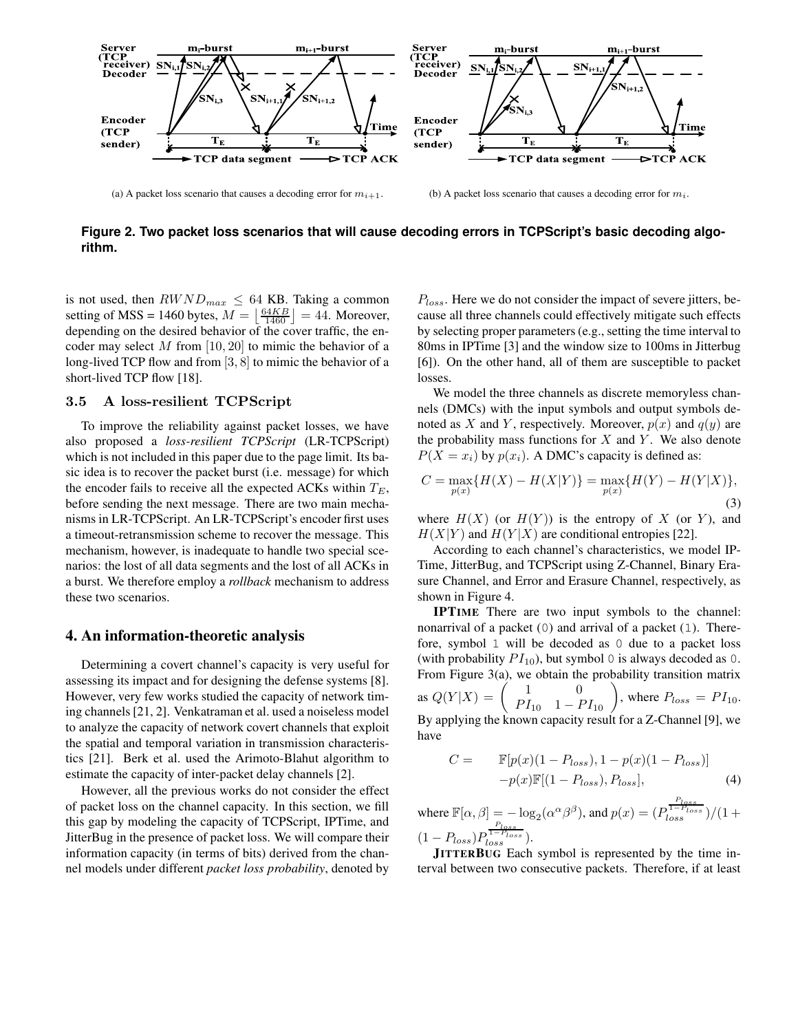(a) A packet loss scenario that causes a decoding error for $m_{i+1}$.

(b) A packet loss scenario that causes a decoding error for $m_i$.

**Figure 2. Two packet loss scenarios that will cause decoding errors in TCPScript's basic decoding algorithm.**

is not used, then $RWND_{max} \leq 64$ KB. Taking a common setting of MSS = 1460 bytes, $M = \lfloor \frac{64KB}{1460} \rfloor = 44$. Moreover, depending on the desired behavior of the cover traffic, the encoder may select $M$ from $[10, 20]$ to mimic the behavior of a long-lived TCP flow and from $[3, 8]$ to mimic the behavior of a short-lived TCP flow [18].

### 3.5 A loss-resilient TCPScript

To improve the reliability against packet losses, we have also proposed a *loss-resilient TCPScript* (LR-TCPScript) which is not included in this paper due to the page limit. Its basic idea is to recover the packet burst (i.e. message) for which the encoder fails to receive all the expected ACKs within $T_E$, before sending the next message. There are two main mechanisms in LR-TCPScript. An LR-TCPScript's encoder first uses a timeout-retransmission scheme to recover the message. This mechanism, however, is inadequate to handle two special scenarios: the lost of all data segments and the lost of all ACKs in a burst. We therefore employ a *rollback* mechanism to address these two scenarios.

## 4. An information-theoretic analysis

Determining a covert channel's capacity is very useful for assessing its impact and for designing the defense systems [8]. However, very few works studied the capacity of network timing channels [21, 2]. Venkatraman et al. used a noiseless model to analyze the capacity of network covert channels that exploit the spatial and temporal variation in transmission characteristics [21]. Berk et al. used the Arimoto-Blahut algorithm to estimate the capacity of inter-packet delay channels [2].

However, all the previous works do not consider the effect of packet loss on the channel capacity. In this section, we fill this gap by modeling the capacity of TCPScript, IPTime, and JitterBug in the presence of packet loss. We will compare their information capacity (in terms of bits) derived from the channel models under different *packet loss probability*, denoted by $P_{loss}$. Here we do not consider the impact of severe jitters, because all three channels could effectively mitigate such effects by selecting proper parameters (e.g., setting the time interval to 80ms in IPTime [3] and the window size to 100ms in Jitterbug [6]). On the other hand, all of them are susceptible to packet losses.

We model the three channels as discrete memoryless channels (DMCs) with the input symbols and output symbols denoted as $X$ and $Y$, respectively. Moreover, $p(x)$ and $q(y)$ are the probability mass functions for $X$ and $Y$. We also denote $P(X = x_i)$ by $p(x_i)$. A DMC's capacity is defined as:

$$C = \max_{p(x)}\{H(X) - H(X|Y)\} = \max_{p(x)}\{H(Y) - H(Y|X)\}, \tag{3}$$

where $H(X)$ (or $H(Y)$) is the entropy of $X$ (or $Y$), and $H(X|Y)$ and $H(Y|X)$ are conditional entropies [22].

According to each channel's characteristics, we model IPTime, JitterBug, and TCPScript using Z-Channel, Binary Erasure Channel, and Error and Erasure Channel, respectively, as shown in Figure 4.

**IPTIME** There are two input symbols to the channel: nonarrival of a packet (`0`) and arrival of a packet (`1`). Therefore, symbol `1` will be decoded as `0` due to a packet loss (with probability $PI_{10}$), but symbol `0` is always decoded as `0`. From Figure 3(a), we obtain the probability transition matrix as $Q(Y|X) = \begin{pmatrix} 1 & 0 \\ PI_{10} & 1 - PI_{10} \end{pmatrix}$, where $P_{loss} = PI_{10}$. By applying the known capacity result for a Z-Channel [9], we have

$$\begin{aligned} C = \quad & \mathbb{F}[p(x)(1 - P_{loss}), 1 - p(x)(1 - P_{loss})] \\ & - p(x)\mathbb{F}[(1 - P_{loss}), P_{loss}], \end{aligned} \tag{4}$$

where $\mathbb{F}[\alpha, \beta] = -\log_2(\alpha^\alpha \beta^\beta)$, and $p(x) = (P_{loss}^{\frac{P_{loss}}{1-P_{loss}}})/(1 + (1 - P_{loss})P_{loss}^{\frac{P_{loss}}{1-P_{loss}}})$.

**JITTERBUG** Each symbol is represented by the time interval between two consecutive packets. Therefore, if at least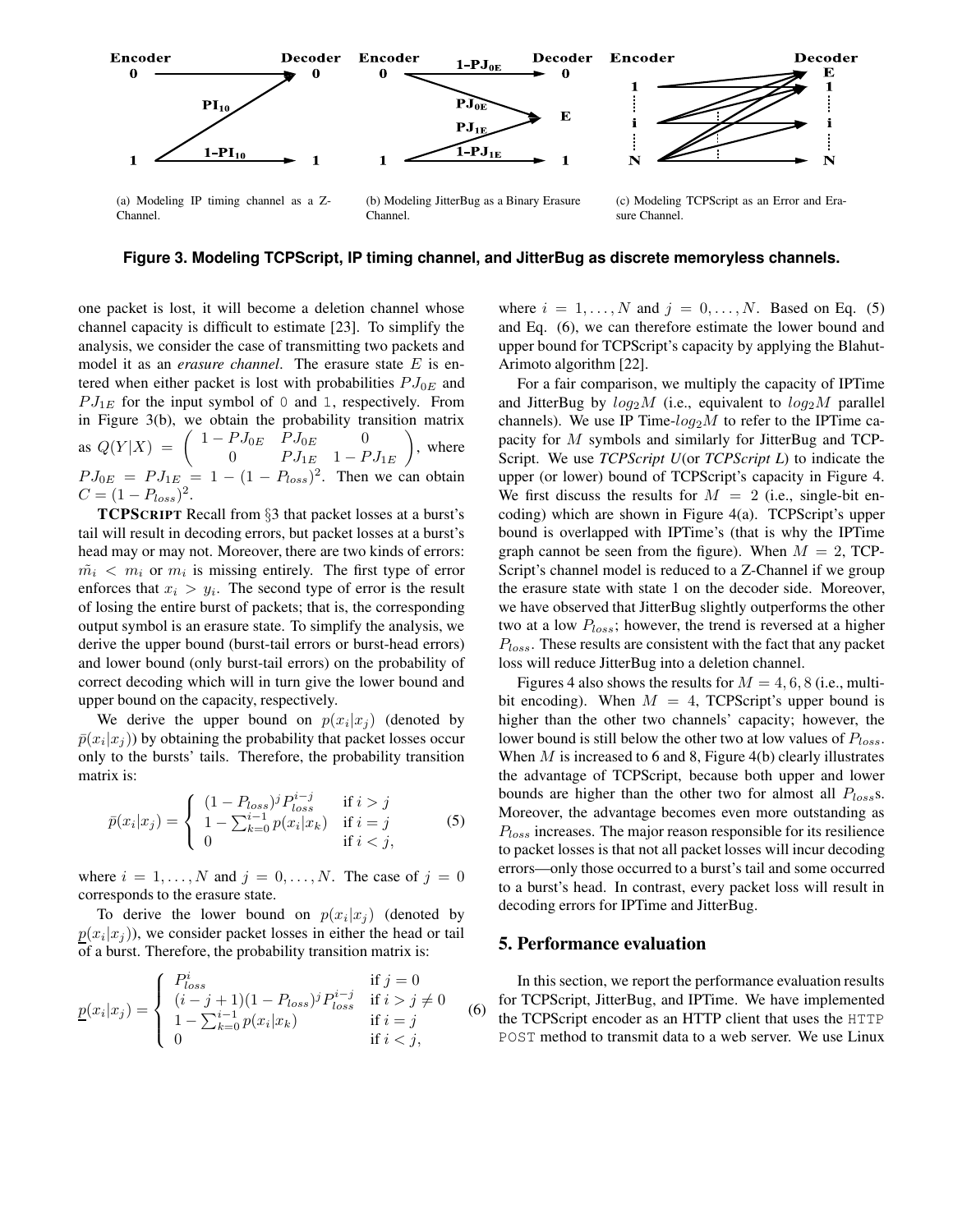(a) Modeling IP timing channel as a Z-Channel.

(b) Modeling JitterBug as a Binary Erasure Channel.

(c) Modeling TCPScript as an Error and Erasure Channel.

**Figure 3. Modeling TCPScript, IP timing channel, and JitterBug as discrete memoryless channels.**

one packet is lost, it will become a deletion channel whose channel capacity is difficult to estimate [23]. To simplify the analysis, we consider the case of transmitting two packets and model it as an *erasure channel*. The erasure state $E$ is entered when either packet is lost with probabilities $PJ_{0E}$ and $PJ_{1E}$ for the input symbol of 0 and 1, respectively. From in Figure 3(b), we obtain the probability transition matrix as $Q(Y|X) = \begin{pmatrix} 1-PJ_{0E} & PJ_{0E} & 0 \\ 0 & PJ_{1E} & 1-PJ_{1E} \end{pmatrix}$, where $PJ_{0E} = PJ_{1E} = 1-(1-P_{loss})^2$. Then we can obtain $C = (1-P_{loss})^2$.

**TCPSCRIPT** Recall from §3 that packet losses at a burst's tail will result in decoding errors, but packet losses at a burst's head may or may not. Moreover, there are two kinds of errors: $\tilde{m}_i < m_i$ or $m_i$ is missing entirely. The first type of error enforces that $x_i > y_i$. The second type of error is the result of losing the entire burst of packets; that is, the corresponding output symbol is an erasure state. To simplify the analysis, we derive the upper bound (burst-tail errors or burst-head errors) and lower bound (only burst-tail errors) on the probability of correct decoding which will in turn give the lower bound and upper bound on the capacity, respectively.

We derive the upper bound on $p(x_i|x_j)$ (denoted by $\bar{p}(x_i|x_j)$) by obtaining the probability that packet losses occur only to the bursts' tails. Therefore, the probability transition matrix is:

$$\bar{p}(x_i|x_j) = \begin{cases} (1-P_{loss})^j P_{loss}^{i-j} & \text{if } i > j \\ 1 - \sum_{k=0}^{i-1} p(x_i|x_k) & \text{if } i = j \\ 0 & \text{if } i < j, \end{cases} \tag{5}$$

where $i = 1, \ldots, N$ and $j = 0, \ldots, N$. The case of $j = 0$ corresponds to the erasure state.

To derive the lower bound on $p(x_i|x_j)$ (denoted by $\underline{p}(x_i|x_j)$), we consider packet losses in either the head or tail of a burst. Therefore, the probability transition matrix is:

$$\underline{p}(x_i|x_j) = \begin{cases} P_{loss}^i & \text{if } j = 0 \\ (i-j+1)(1-P_{loss})^j P_{loss}^{i-j} & \text{if } i > j \neq 0 \\ 1 - \sum_{k=0}^{i-1} p(x_i|x_k) & \text{if } i = j \\ 0 & \text{if } i < j, \end{cases} \tag{6}$$

where $i = 1, \ldots, N$ and $j = 0, \ldots, N$. Based on Eq. (5) and Eq. (6), we can therefore estimate the lower bound and upper bound for TCPScript's capacity by applying the Blahut-Arimoto algorithm [22].

For a fair comparison, we multiply the capacity of IPTime and JitterBug by $log_2 M$ (i.e., equivalent to $log_2 M$ parallel channels). We use IP Time-$log_2 M$ to refer to the IPTime capacity for $M$ symbols and similarly for JitterBug and TCPScript. We use *TCPScript U*(or *TCPScript L*) to indicate the upper (or lower) bound of TCPScript's capacity in Figure 4. We first discuss the results for $M = 2$ (i.e., single-bit encoding) which are shown in Figure 4(a). TCPScript's upper bound is overlapped with IPTime's (that is why the IPTime graph cannot be seen from the figure). When $M = 2$, TCPScript's channel model is reduced to a Z-Channel if we group the erasure state with state 1 on the decoder side. Moreover, we have observed that JitterBug slightly outperforms the other two at a low $P_{loss}$; however, the trend is reversed at a higher $P_{loss}$. These results are consistent with the fact that any packet loss will reduce JitterBug into a deletion channel.

Figures 4 also shows the results for $M = 4, 6, 8$ (i.e., multi-bit encoding). When $M = 4$, TCPScript's upper bound is higher than the other two channels' capacity; however, the lower bound is still below the other two at low values of $P_{loss}$. When $M$ is increased to 6 and 8, Figure 4(b) clearly illustrates the advantage of TCPScript, because both upper and lower bounds are higher than the other two for almost all $P_{loss}$s. Moreover, the advantage becomes even more outstanding as $P_{loss}$ increases. The major reason responsible for its resilience to packet losses is that not all packet losses will incur decoding errors—only those occurred to a burst's tail and some occurred to a burst's head. In contrast, every packet loss will result in decoding errors for IPTime and JitterBug.

## 5. Performance evaluation

In this section, we report the performance evaluation results for TCPScript, JitterBug, and IPTime. We have implemented the TCPScript encoder as an HTTP client that uses the HTTP POST method to transmit data to a web server. We use Linux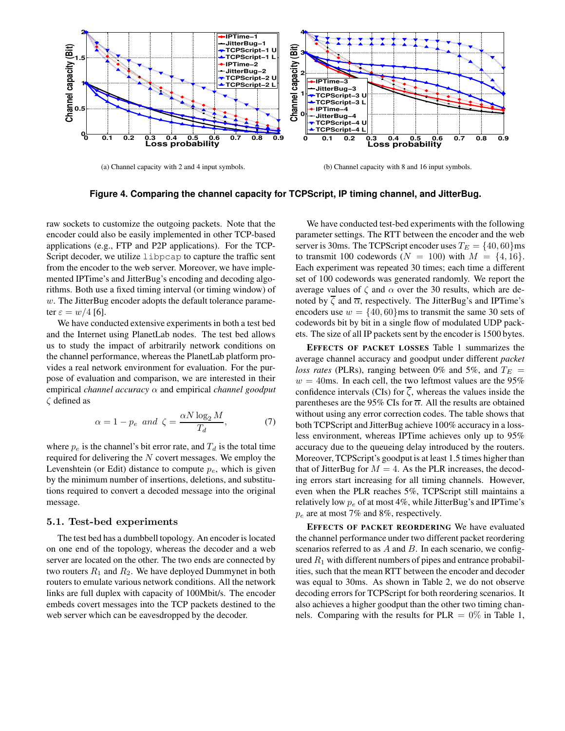(a) Channel capacity with 2 and 4 input symbols.

(b) Channel capacity with 8 and 16 input symbols.

**Figure 4. Comparing the channel capacity for TCPScript, IP timing channel, and JitterBug.**

raw sockets to customize the outgoing packets. Note that the encoder could also be easily implemented in other TCP-based applications (e.g., FTP and P2P applications). For the TCPScript decoder, we utilize `libpcap` to capture the traffic sent from the encoder to the web server. Moreover, we have implemented IPTime's and JitterBug's encoding and decoding algorithms. Both use a fixed timing interval (or timing window) of $w$. The JitterBug encoder adopts the default tolerance parameter $\varepsilon = w/4$ [6].

We have conducted extensive experiments in both a test bed and the Internet using PlanetLab nodes. The test bed allows us to study the impact of arbitrarily network conditions on the channel performance, whereas the PlanetLab platform provides a real network environment for evaluation. For the purpose of evaluation and comparison, we are interested in their empirical *channel accuracy* $\alpha$ and empirical *channel goodput* $\zeta$ defined as

$$\alpha = 1 - p_e \ \ and \ \ \zeta = \frac{\alpha N \log_2 M}{T_d}, \tag{7}$$

where $p_e$ is the channel's bit error rate, and $T_d$ is the total time required for delivering the $N$ covert messages. We employ the Levenshtein (or Edit) distance to compute $p_e$, which is given by the minimum number of insertions, deletions, and substitutions required to convert a decoded message into the original message.

### 5.1. Test-bed experiments

The test bed has a dumbbell topology. An encoder is located on one end of the topology, whereas the decoder and a web server are located on the other. The two ends are connected by two routers $R_1$ and $R_2$. We have deployed Dummynet in both routers to emulate various network conditions. All the network links are full duplex with capacity of 100Mbit/s. The encoder embeds covert messages into the TCP packets destined to the web server which can be eavesdropped by the decoder.

We have conducted test-bed experiments with the following parameter settings. The RTT between the encoder and the web server is 30ms. The TCPScript encoder uses $T_E = \{40, 60\}$ms to transmit 100 codewords ($N = 100$) with $M = \{4, 16\}$. Each experiment was repeated 30 times; each time a different set of 100 codewords was generated randomly. We report the average values of $\zeta$ and $\alpha$ over the 30 results, which are denoted by $\overline{\zeta}$ and $\overline{\alpha}$, respectively. The JitterBug's and IPTime's encoders use $w = \{40, 60\}$ms to transmit the same 30 sets of codewords bit by bit in a single flow of modulated UDP packets. The size of all IP packets sent by the encoder is 1500 bytes.

**Effects of packet losses** Table 1 summarizes the average channel accuracy and goodput under different *packet loss rates* (PLRs), ranging between 0% and 5%, and $T_E = w = 40$ms. In each cell, the two leftmost values are the 95% confidence intervals (CIs) for $\overline{\zeta}$, whereas the values inside the parentheses are the 95% CIs for $\overline{\alpha}$. All the results are obtained without using any error correction codes. The table shows that both TCPScript and JitterBug achieve 100% accuracy in a lossless environment, whereas IPTime achieves only up to 95% accuracy due to the queueing delay introduced by the routers. Moreover, TCPScript's goodput is at least 1.5 times higher than that of JitterBug for $M = 4$. As the PLR increases, the decoding errors start increasing for all timing channels. However, even when the PLR reaches 5%, TCPScript still maintains a relatively low $p_e$ of at most 4%, while JitterBug's and IPTime's $p_e$ are at most 7% and 8%, respectively.

**Effects of packet reordering** We have evaluated the channel performance under two different packet reordering scenarios referred to as $A$ and $B$. In each scenario, we configured $R_1$ with different numbers of pipes and entrance probabilities, such that the mean RTT between the encoder and decoder was equal to 30ms. As shown in Table 2, we do not observe decoding errors for TCPScript for both reordering scenarios. It also achieves a higher goodput than the other two timing channels. Comparing with the results for PLR $= 0\%$ in Table 1,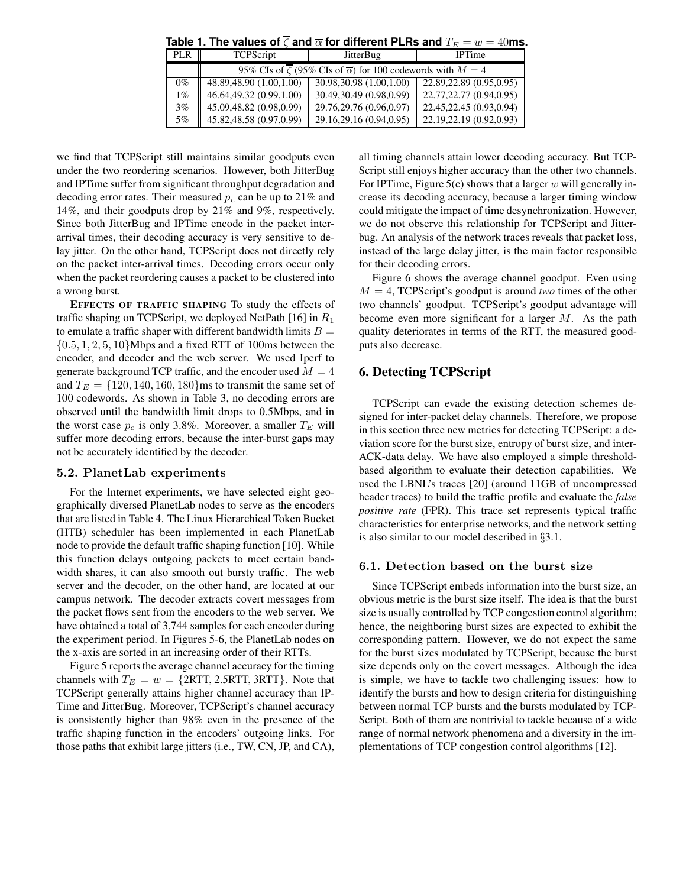**Table 1. The values of $\overline{\zeta}$ and $\overline{\alpha}$ for different PLRs and $T_E = w = 40$ms.**

| PLR | TCPScript | JitterBug | IPTime |
|---|---|---|---|
| | 95% CIs of $\overline{\zeta}$ (95% CIs of $\overline{\alpha}$) for 100 codewords with $M = 4$ | | |
| 0% | 48.89,48.90 (1.00,1.00) | 30.98,30.98 (1.00,1.00) | 22.89,22.89 (0.95,0.95) |
| 1% | 46.64,49.32 (0.99,1.00) | 30.49,30.49 (0.98,0.99) | 22.77,22.77 (0.94,0.95) |
| 3% | 45.09,48.82 (0.98,0.99) | 29.76,29.76 (0.96,0.97) | 22.45,22.45 (0.93,0.94) |
| 5% | 45.82,48.58 (0.97,0.99) | 29.16,29.16 (0.94,0.95) | 22.19,22.19 (0.92,0.93) |

we find that TCPScript still maintains similar goodputs even under the two reordering scenarios. However, both JitterBug and IPTime suffer from significant throughput degradation and decoding error rates. Their measured $p_e$ can be up to 21% and 14%, and their goodputs drop by 21% and 9%, respectively. Since both JitterBug and IPTime encode in the packet inter-arrival times, their decoding accuracy is very sensitive to delay jitter. On the other hand, TCPScript does not directly rely on the packet inter-arrival times. Decoding errors occur only when the packet reordering causes a packet to be clustered into a wrong burst.

**EFFECTS OF TRAFFIC SHAPING** To study the effects of traffic shaping on TCPScript, we deployed NetPath [16] in $R_1$ to emulate a traffic shaper with different bandwidth limits $B = \{0.5, 1, 2, 5, 10\}$Mbps and a fixed RTT of 100ms between the encoder, and decoder and the web server. We used Iperf to generate background TCP traffic, and the encoder used $M = 4$ and $T_E = \{120, 140, 160, 180\}$ms to transmit the same set of 100 codewords. As shown in Table 3, no decoding errors are observed until the bandwidth limit drops to 0.5Mbps, and in the worst case $p_e$ is only 3.8%. Moreover, a smaller $T_E$ will suffer more decoding errors, because the inter-burst gaps may not be accurately identified by the decoder.

### 5.2. PlanetLab experiments

For the Internet experiments, we have selected eight geographically diversed PlanetLab nodes to serve as the encoders that are listed in Table 4. The Linux Hierarchical Token Bucket (HTB) scheduler has been implemented in each PlanetLab node to provide the default traffic shaping function [10]. While this function delays outgoing packets to meet certain bandwidth shares, it can also smooth out bursty traffic. The web server and the decoder, on the other hand, are located at our campus network. The decoder extracts covert messages from the packet flows sent from the encoders to the web server. We have obtained a total of 3,744 samples for each encoder during the experiment period. In Figures 5-6, the PlanetLab nodes on the x-axis are sorted in an increasing order of their RTTs.

Figure 5 reports the average channel accuracy for the timing channels with $T_E = w = \{$2RTT, 2.5RTT, 3RTT$\}$. Note that TCPScript generally attains higher channel accuracy than IPTime and JitterBug. Moreover, TCPScript's channel accuracy is consistently higher than 98% even in the presence of the traffic shaping function in the encoders' outgoing links. For those paths that exhibit large jitters (i.e., TW, CN, JP, and CA), all timing channels attain lower decoding accuracy. But TCPScript still enjoys higher accuracy than the other two channels. For IPTime, Figure 5(c) shows that a larger $w$ will generally increase its decoding accuracy, because a larger timing window could mitigate the impact of time desynchronization. However, we do not observe this relationship for TCPScript and Jitterbug. An analysis of the network traces reveals that packet loss, instead of the large delay jitter, is the main factor responsible for their decoding errors.

Figure 6 shows the average channel goodput. Even using $M = 4$, TCPScript's goodput is around *two* times of the other two channels' goodput. TCPScript's goodput advantage will become even more significant for a larger $M$. As the path quality deteriorates in terms of the RTT, the measured goodputs also decrease.

## 6. Detecting TCPScript

TCPScript can evade the existing detection schemes designed for inter-packet delay channels. Therefore, we propose in this section three new metrics for detecting TCPScript: a deviation score for the burst size, entropy of burst size, and inter-ACK-data delay. We have also employed a simple threshold-based algorithm to evaluate their detection capabilities. We used the LBNL's traces [20] (around 11GB of uncompressed header traces) to build the traffic profile and evaluate the *false positive rate* (FPR). This trace set represents typical traffic characteristics for enterprise networks, and the network setting is also similar to our model described in §3.1.

### 6.1. Detection based on the burst size

Since TCPScript embeds information into the burst size, an obvious metric is the burst size itself. The idea is that the burst size is usually controlled by TCP congestion control algorithm; hence, the neighboring burst sizes are expected to exhibit the corresponding pattern. However, we do not expect the same for the burst sizes modulated by TCPScript, because the burst size depends only on the covert messages. Although the idea is simple, we have to tackle two challenging issues: how to identify the bursts and how to design criteria for distinguishing between normal TCP bursts and the bursts modulated by TCPScript. Both of them are nontrivial to tackle because of a wide range of normal network phenomena and a diversity in the implementations of TCP congestion control algorithms [12].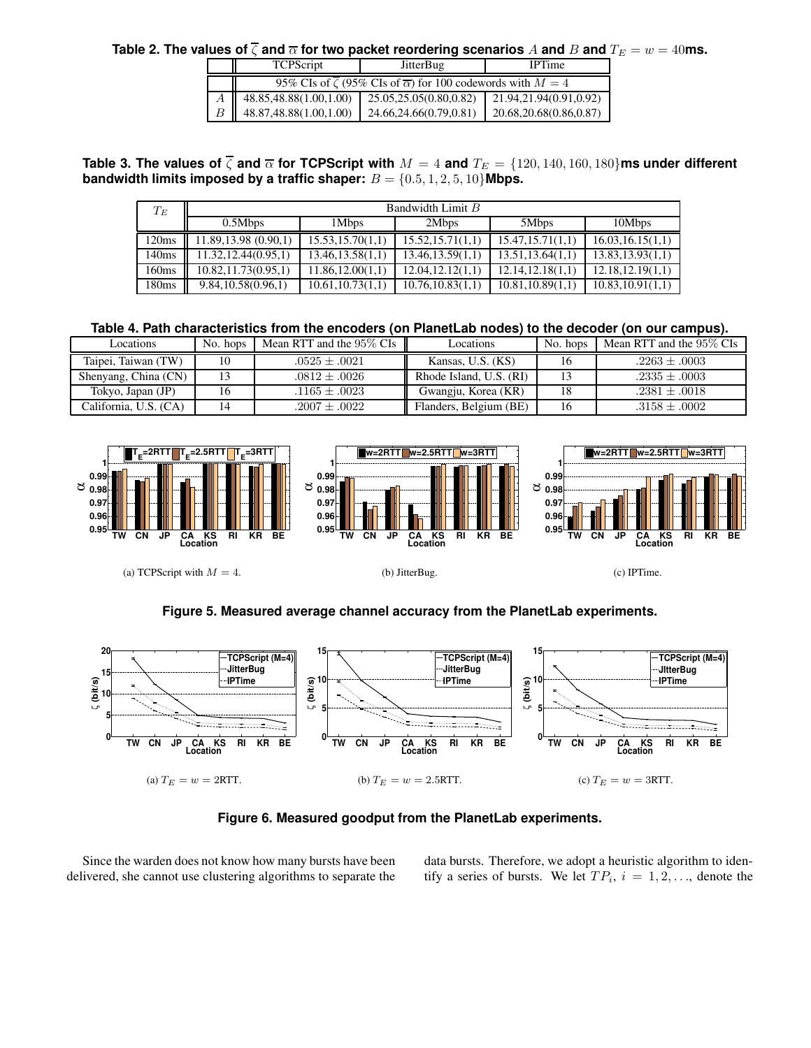**Table 2. The values of $\overline{\zeta}$ and $\overline{\alpha}$ for two packet reordering scenarios $A$ and $B$ and $T_E = w = 40$ms.**

| | TCPScript | JitterBug | IPTime |
|---|---|---|---|
| | 95% CIs of $\overline{\zeta}$ (95% CIs of $\overline{\alpha}$) for 100 codewords with $M = 4$ | | |
| $A$ | 48.85,48.88(1.00,1.00) | 25.05,25.05(0.80,0.82) | 21.94,21.94(0.91,0.92) |
| $B$ | 48.87,48.88(1.00,1.00) | 24.66,24.66(0.79,0.81) | 20.68,20.68(0.86,0.87) |

**Table 3. The values of $\overline{\zeta}$ and $\overline{\alpha}$ for TCPScript with $M = 4$ and $T_E = \{120, 140, 160, 180\}$ms under different bandwidth limits imposed by a traffic shaper: $B = \{0.5, 1, 2, 5, 10\}$Mbps.**

| $T_E$ | Bandwidth Limit $B$ | | | | |
|---|---|---|---|---|---|
| | 0.5Mbps | 1Mbps | 2Mbps | 5Mbps | 10Mbps |
| 120ms | 11.89,13.98 (0.90,1) | 15.53,15.70(1,1) | 15.52,15.71(1,1) | 15.47,15.71(1,1) | 16.03,16.15(1,1) |
| 140ms | 11.32,12.44(0.95,1) | 13.46,13.58(1,1) | 13.46,13.59(1,1) | 13.51,13.64(1,1) | 13.83,13.93(1,1) |
| 160ms | 10.82,11.73(0.95,1) | 11.86,12.00(1,1) | 12.04,12.12(1,1) | 12.14,12.18(1,1) | 12.18,12.19(1,1) |
| 180ms | 9.84,10.58(0.96,1) | 10.61,10.73(1,1) | 10.76,10.83(1,1) | 10.81,10.89(1,1) | 10.83,10.91(1,1) |

**Table 4. Path characteristics from the encoders (on PlanetLab nodes) to the decoder (on our campus).**

| Locations | No. hops | Mean RTT and the 95% CIs | Locations | No. hops | Mean RTT and the 95% CIs |
|---|---|---|---|---|---|
| Taipei, Taiwan (TW) | 10 | $.0525 \pm .0021$ | Kansas, U.S. (KS) | 16 | $.2263 \pm .0003$ |
| Shenyang, China (CN) | 13 | $.0812 \pm .0026$ | Rhode Island, U.S. (RI) | 13 | $.2335 \pm .0003$ |
| Tokyo, Japan (JP) | 16 | $.1165 \pm .0023$ | Gwangju, Korea (KR) | 18 | $.2381 \pm .0018$ |
| California, U.S. (CA) | 14 | $.2007 \pm .0022$ | Flanders, Belgium (BE) | 16 | $.3158 \pm .0002$ |

(a) TCPScript with $M = 4$. (b) JitterBug. (c) IPTime.

**Figure 5. Measured average channel accuracy from the PlanetLab experiments.**

(a) $T_E = w = 2$RTT. (b) $T_E = w = 2.5$RTT. (c) $T_E = w = 3$RTT.

**Figure 6. Measured goodput from the PlanetLab experiments.**

Since the warden does not know how many bursts have been delivered, she cannot use clustering algorithms to separate the data bursts. Therefore, we adopt a heuristic algorithm to identify a series of bursts. We let $TP_i$, $i = 1, 2, \ldots$, denote the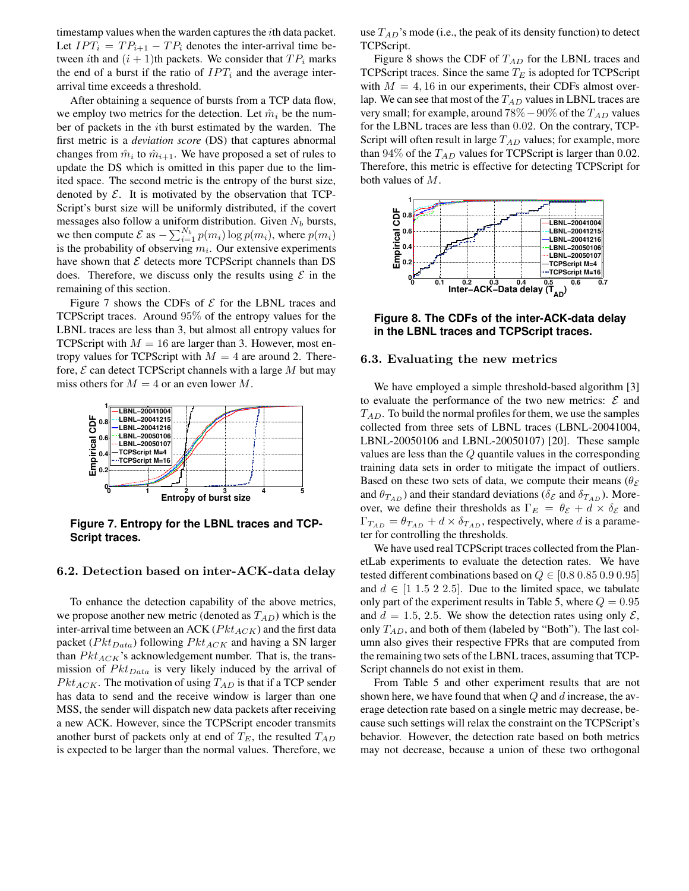timestamp values when the warden captures the $i$th data packet. Let $IPT_i = TP_{i+1} - TP_i$ denotes the inter-arrival time between $i$th and $(i+1)$th packets. We consider that $TP_i$ marks the end of a burst if the ratio of $IPT_i$ and the average inter-arrival time exceeds a threshold.

After obtaining a sequence of bursts from a TCP data flow, we employ two metrics for the detection. Let $\hat{m}_i$ be the number of packets in the $i$th burst estimated by the warden. The first metric is a *deviation score* (DS) that captures abnormal changes from $\hat{m}_i$ to $\hat{m}_{i+1}$. We have proposed a set of rules to update the DS which is omitted in this paper due to the limited space. The second metric is the entropy of the burst size, denoted by $\mathcal{E}$. It is motivated by the observation that TCPScript's burst size will be uniformly distributed, if the covert messages also follow a uniform distribution. Given $N_b$ bursts, we then compute $\mathcal{E}$ as $-\sum_{i=1}^{N_b} p(m_i) \log p(m_i)$, where $p(m_i)$ is the probability of observing $m_i$. Our extensive experiments have shown that $\mathcal{E}$ detects more TCPScript channels than DS does. Therefore, we discuss only the results using $\mathcal{E}$ in the remaining of this section.

Figure 7 shows the CDFs of $\mathcal{E}$ for the LBNL traces and TCPScript traces. Around 95% of the entropy values for the LBNL traces are less than 3, but almost all entropy values for TCPScript with $M = 16$ are larger than 3. However, most entropy values for TCPScript with $M = 4$ are around 2. Therefore, $\mathcal{E}$ can detect TCPScript channels with a large $M$ but may miss others for $M = 4$ or an even lower $M$.

**Figure 7. Entropy for the LBNL traces and TCPScript traces.**

### 6.2. Detection based on inter-ACK-data delay

To enhance the detection capability of the above metrics, we propose another new metric (denoted as $T_{AD}$) which is the inter-arrival time between an ACK ($Pkt_{ACK}$) and the first data packet ($Pkt_{Data}$) following $Pkt_{ACK}$ and having a SN larger than $Pkt_{ACK}$'s acknowledgement number. That is, the transmission of $Pkt_{Data}$ is very likely induced by the arrival of $Pkt_{ACK}$. The motivation of using $T_{AD}$ is that if a TCP sender has data to send and the receive window is larger than one MSS, the sender will dispatch new data packets after receiving a new ACK. However, since the TCPScript encoder transmits another burst of packets only at end of $T_E$, the resulted $T_{AD}$ is expected to be larger than the normal values. Therefore, we use $T_{AD}$'s mode (i.e., the peak of its density function) to detect TCPScript.

Figure 8 shows the CDF of $T_{AD}$ for the LBNL traces and TCPScript traces. Since the same $T_E$ is adopted for TCPScript with $M = 4, 16$ in our experiments, their CDFs almost overlap. We can see that most of the $T_{AD}$ values in LBNL traces are very small; for example, around $78\% - 90\%$ of the $T_{AD}$ values for the LBNL traces are less than $0.02$. On the contrary, TCPScript will often result in large $T_{AD}$ values; for example, more than $94\%$ of the $T_{AD}$ values for TCPScript is larger than 0.02. Therefore, this metric is effective for detecting TCPScript for both values of $M$.

**Figure 8. The CDFs of the inter-ACK-data delay in the LBNL traces and TCPScript traces.**

### 6.3. Evaluating the new metrics

We have employed a simple threshold-based algorithm [3] to evaluate the performance of the two new metrics: $\mathcal{E}$ and $T_{AD}$. To build the normal profiles for them, we use the samples collected from three sets of LBNL traces (LBNL-20041004, LBNL-20050106 and LBNL-20050107) [20]. These sample values are less than the $Q$ quantile values in the corresponding training data sets in order to mitigate the impact of outliers. Based on these two sets of data, we compute their means ($\theta_{\mathcal{E}}$ and $\theta_{T_{AD}}$) and their standard deviations ($\delta_{\mathcal{E}}$ and $\delta_{T_{AD}}$). Moreover, we define their thresholds as $\Gamma_E = \theta_{\mathcal{E}} + d \times \delta_{\mathcal{E}}$ and $\Gamma_{T_{AD}} = \theta_{T_{AD}} + d \times \delta_{T_{AD}}$, respectively, where $d$ is a parameter for controlling the thresholds.

We have used real TCPScript traces collected from the PlanetLab experiments to evaluate the detection rates. We have tested different combinations based on $Q \in [0.8\ 0.85\ 0.9\ 0.95]$ and $d \in [1\ 1.5\ 2\ 2.5]$. Due to the limited space, we tabulate only part of the experiment results in Table 5, where $Q = 0.95$ and $d = 1.5, 2.5$. We show the detection rates using only $\mathcal{E}$, only $T_{AD}$, and both of them (labeled by "Both"). The last column also gives their respective FPRs that are computed from the remaining two sets of the LBNL traces, assuming that TCPScript channels do not exist in them.

From Table 5 and other experiment results that are not shown here, we have found that when $Q$ and $d$ increase, the average detection rate based on a single metric may decrease, because such settings will relax the constraint on the TCPScript's behavior. However, the detection rate based on both metrics may not decrease, because a union of these two orthogonal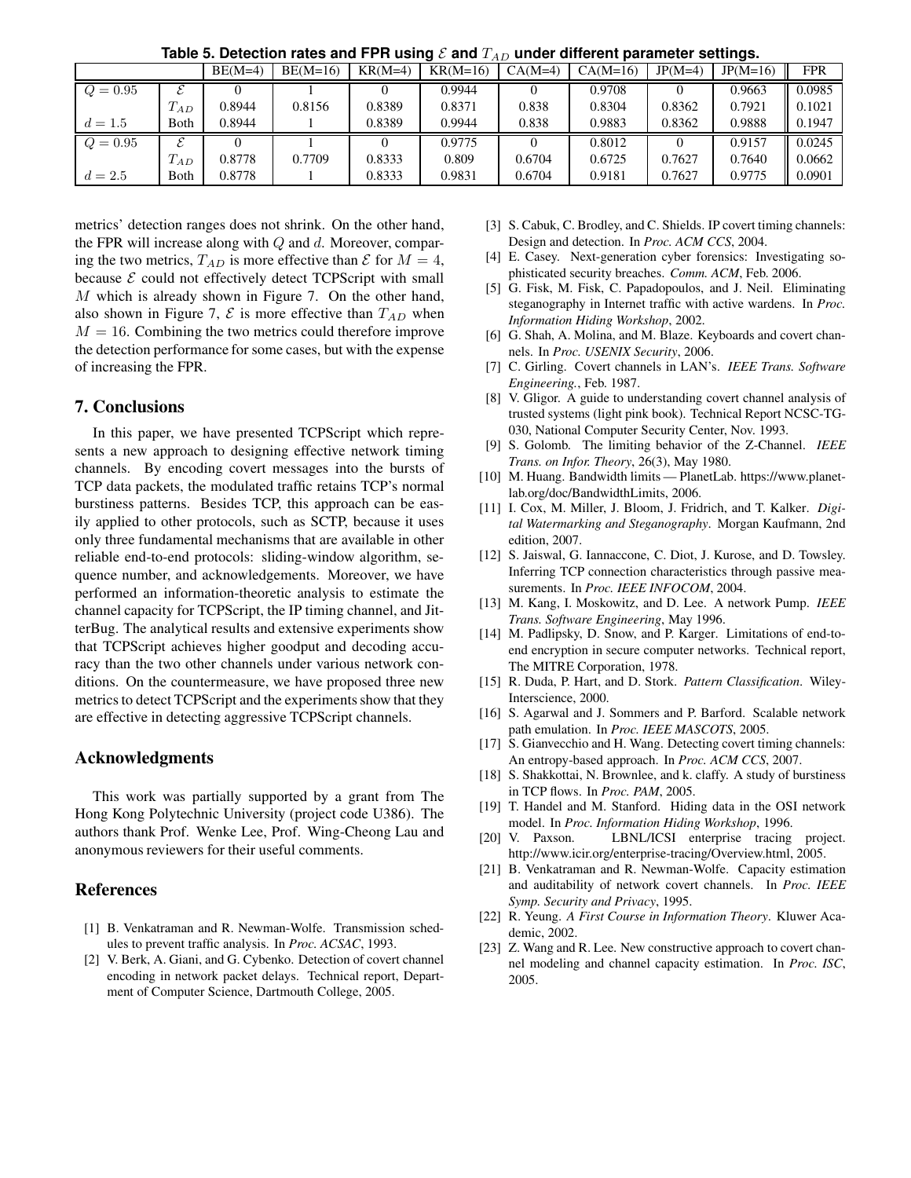**Table 5. Detection rates and FPR using $\mathcal{E}$ and $T_{AD}$ under different parameter settings.**

| | | BE(M=4) | BE(M=16) | KR(M=4) | KR(M=16) | CA(M=4) | CA(M=16) | JP(M=4) | JP(M=16) | FPR |
|---|---|---|---|---|---|---|---|---|---|---|
| $Q = 0.95$ | $\mathcal{E}$ | 0 | 1 | 0 | 0.9944 | 0 | 0.9708 | 0 | 0.9663 | 0.0985 |
| | $T_{AD}$ | 0.8944 | 0.8156 | 0.8389 | 0.8371 | 0.838 | 0.8304 | 0.8362 | 0.7921 | 0.1021 |
| $d = 1.5$ | Both | 0.8944 | 1 | 0.8389 | 0.9944 | 0.838 | 0.9883 | 0.8362 | 0.9888 | 0.1947 |
| $Q = 0.95$ | $\mathcal{E}$ | 0 | 1 | 0 | 0.9775 | 0 | 0.8012 | 0 | 0.9157 | 0.0245 |
| | $T_{AD}$ | 0.8778 | 0.7709 | 0.8333 | 0.809 | 0.6704 | 0.6725 | 0.7627 | 0.7640 | 0.0662 |
| $d = 2.5$ | Both | 0.8778 | 1 | 0.8333 | 0.9831 | 0.6704 | 0.9181 | 0.7627 | 0.9775 | 0.0901 |

metrics' detection ranges does not shrink. On the other hand, the FPR will increase along with $Q$ and $d$. Moreover, comparing the two metrics, $T_{AD}$ is more effective than $\mathcal{E}$ for $M = 4$, because $\mathcal{E}$ could not effectively detect TCPScript with small $M$ which is already shown in Figure 7. On the other hand, also shown in Figure 7, $\mathcal{E}$ is more effective than $T_{AD}$ when $M = 16$. Combining the two metrics could therefore improve the detection performance for some cases, but with the expense of increasing the FPR.

## 7. Conclusions

In this paper, we have presented TCPScript which represents a new approach to designing effective network timing channels. By encoding covert messages into the bursts of TCP data packets, the modulated traffic retains TCP's normal burstiness patterns. Besides TCP, this approach can be easily applied to other protocols, such as SCTP, because it uses only three fundamental mechanisms that are available in other reliable end-to-end protocols: sliding-window algorithm, sequence number, and acknowledgements. Moreover, we have performed an information-theoretic analysis to estimate the channel capacity for TCPScript, the IP timing channel, and JitterBug. The analytical results and extensive experiments show that TCPScript achieves higher goodput and decoding accuracy than the two other channels under various network conditions. On the countermeasure, we have proposed three new metrics to detect TCPScript and the experiments show that they are effective in detecting aggressive TCPScript channels.

## Acknowledgments

This work was partially supported by a grant from The Hong Kong Polytechnic University (project code U386). The authors thank Prof. Wenke Lee, Prof. Wing-Cheong Lau and anonymous reviewers for their useful comments.

## References

[1] B. Venkatraman and R. Newman-Wolfe. Transmission schedules to prevent traffic analysis. In *Proc. ACSAC*, 1993.

[2] V. Berk, A. Giani, and G. Cybenko. Detection of covert channel encoding in network packet delays. Technical report, Department of Computer Science, Dartmouth College, 2005.

[3] S. Cabuk, C. Brodley, and C. Shields. IP covert timing channels: Design and detection. In *Proc. ACM CCS*, 2004.

[4] E. Casey. Next-generation cyber forensics: Investigating sophisticated security breaches. *Comm. ACM*, Feb. 2006.

[5] G. Fisk, M. Fisk, C. Papadopoulos, and J. Neil. Eliminating steganography in Internet traffic with active wardens. In *Proc. Information Hiding Workshop*, 2002.

[6] G. Shah, A. Molina, and M. Blaze. Keyboards and covert channels. In *Proc. USENIX Security*, 2006.

[7] C. Girling. Covert channels in LAN's. *IEEE Trans. Software Engineering.*, Feb. 1987.

[8] V. Gligor. A guide to understanding covert channel analysis of trusted systems (light pink book). Technical Report NCSC-TG-030, National Computer Security Center, Nov. 1993.

[9] S. Golomb. The limiting behavior of the Z-Channel. *IEEE Trans. on Infor. Theory*, 26(3), May 1980.

[10] M. Huang. Bandwidth limits — PlanetLab. https://www.planet-lab.org/doc/BandwidthLimits, 2006.

[11] I. Cox, M. Miller, J. Bloom, J. Fridrich, and T. Kalker. *Digital Watermarking and Steganography*. Morgan Kaufmann, 2nd edition, 2007.

[12] S. Jaiswal, G. Iannaccone, C. Diot, J. Kurose, and D. Towsley. Inferring TCP connection characteristics through passive measurements. In *Proc. IEEE INFOCOM*, 2004.

[13] M. Kang, I. Moskowitz, and D. Lee. A network Pump. *IEEE Trans. Software Engineering*, May 1996.

[14] M. Padlipsky, D. Snow, and P. Karger. Limitations of end-to-end encryption in secure computer networks. Technical report, The MITRE Corporation, 1978.

[15] R. Duda, P. Hart, and D. Stork. *Pattern Classification*. Wiley-Interscience, 2000.

[16] S. Agarwal and J. Sommers and P. Barford. Scalable network path emulation. In *Proc. IEEE MASCOTS*, 2005.

[17] S. Gianvecchio and H. Wang. Detecting covert timing channels: An entropy-based approach. In *Proc. ACM CCS*, 2007.

[18] S. Shakkottai, N. Brownlee, and k. claffy. A study of burstiness in TCP flows. In *Proc. PAM*, 2005.

[19] T. Handel and M. Stanford. Hiding data in the OSI network model. In *Proc. Information Hiding Workshop*, 1996.

[20] V. Paxson. LBNL/ICSI enterprise tracing project. http://www.icir.org/enterprise-tracing/Overview.html, 2005.

[21] B. Venkatraman and R. Newman-Wolfe. Capacity estimation and auditability of network covert channels. In *Proc. IEEE Symp. Security and Privacy*, 1995.

[22] R. Yeung. *A First Course in Information Theory*. Kluwer Academic, 2002.

[23] Z. Wang and R. Lee. New constructive approach to covert channel modeling and channel capacity estimation. In *Proc. ISC*, 2005.